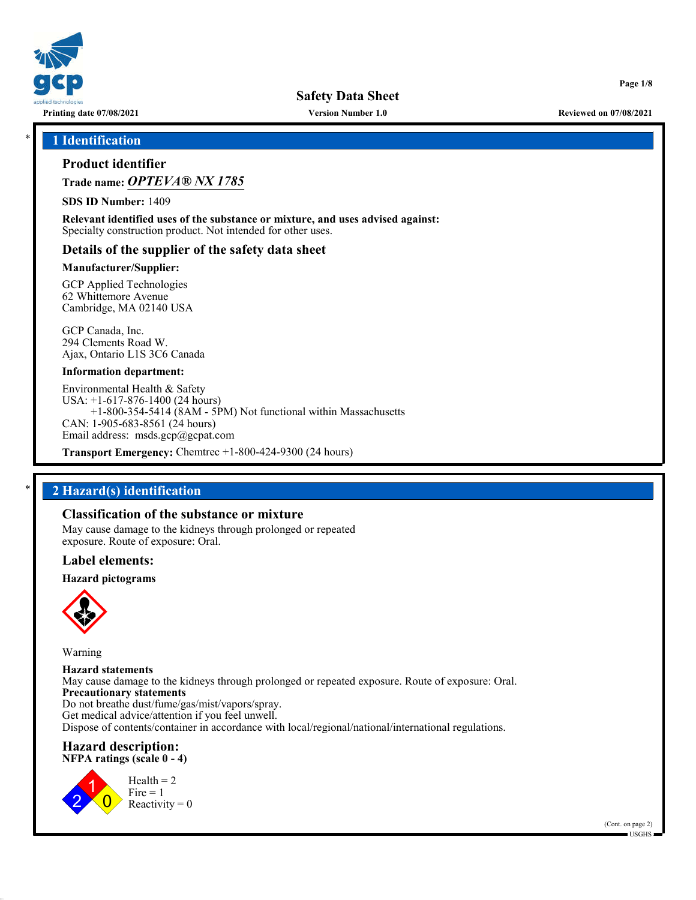Safety Data Sheet

Printing date 07/08/2021 | Version Number 1.0 | Reviewed on 07/08/2021

## * 1 Identification

### Product identifier

**Trade name:** ***OPTEVA® NX 1785***

**SDS ID Number:** 1409

**Relevant identified uses of the substance or mixture, and uses advised against:**
Specialty construction product. Not intended for other uses.

### Details of the supplier of the safety data sheet

**Manufacturer/Supplier:**

GCP Applied Technologies
62 Whittemore Avenue
Cambridge, MA 02140 USA

GCP Canada, Inc.
294 Clements Road W.
Ajax, Ontario L1S 3C6 Canada

**Information department:**

Environmental Health & Safety
USA: +1-617-876-1400 (24 hours)
+1-800-354-5414 (8AM - 5PM) Not functional within Massachusetts
CAN: 1-905-683-8561 (24 hours)
Email address: msds.gcp@gcpat.com

**Transport Emergency:** Chemtrec +1-800-424-9300 (24 hours)

## * 2 Hazard(s) identification

### Classification of the substance or mixture

May cause damage to the kidneys through prolonged or repeated exposure. Route of exposure: Oral.

### Label elements:

**Hazard pictograms**

Warning

**Hazard statements**
May cause damage to the kidneys through prolonged or repeated exposure. Route of exposure: Oral.
**Precautionary statements**
Do not breathe dust/fume/gas/mist/vapors/spray.
Get medical advice/attention if you feel unwell.
Dispose of contents/container in accordance with local/regional/national/international regulations.

### Hazard description:

**NFPA ratings (scale 0 - 4)**

Health = 2
Fire = 1
Reactivity = 0

(Cont. on page 2)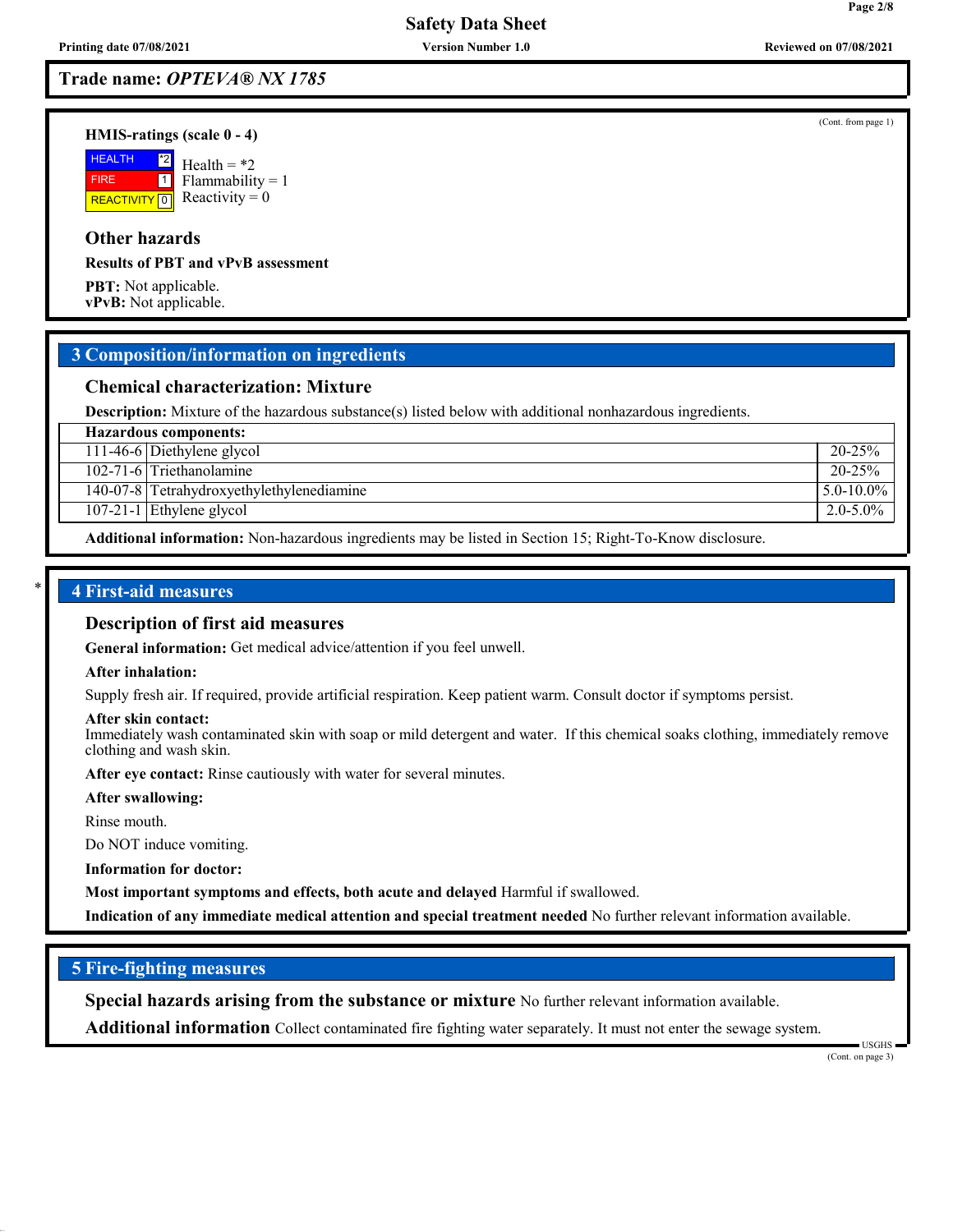**Trade name: *OPTEVA® NX 1785***

(Cont. from page 1)

**HMIS-ratings (scale 0 - 4)**

| | |
|---|---|
| HEALTH | *2 |
| FIRE | 1 |
| REACTIVITY | 0 |

Health = *2
Flammability = 1
Reactivity = 0

### Other hazards

**Results of PBT and vPvB assessment**

**PBT:** Not applicable.
**vPvB:** Not applicable.

## 3 Composition/information on ingredients

### Chemical characterization: Mixture

**Description:** Mixture of the hazardous substance(s) listed below with additional nonhazardous ingredients.

| **Hazardous components:** | | |
|---|---|---|
| 111-46-6 | Diethylene glycol | 20-25% |
| 102-71-6 | Triethanolamine | 20-25% |
| 140-07-8 | Tetrahydroxyethylethylenediamine | 5.0-10.0% |
| 107-21-1 | Ethylene glycol | 2.0-5.0% |

**Additional information:** Non-hazardous ingredients may be listed in Section 15; Right-To-Know disclosure.

## * 4 First-aid measures

### Description of first aid measures

**General information:** Get medical advice/attention if you feel unwell.

**After inhalation:**

Supply fresh air. If required, provide artificial respiration. Keep patient warm. Consult doctor if symptoms persist.

**After skin contact:**
Immediately wash contaminated skin with soap or mild detergent and water. If this chemical soaks clothing, immediately remove clothing and wash skin.

**After eye contact:** Rinse cautiously with water for several minutes.

**After swallowing:**

Rinse mouth.

Do NOT induce vomiting.

**Information for doctor:**

**Most important symptoms and effects, both acute and delayed** Harmful if swallowed.

**Indication of any immediate medical attention and special treatment needed** No further relevant information available.

## 5 Fire-fighting measures

**Special hazards arising from the substance or mixture** No further relevant information available.

**Additional information** Collect contaminated fire fighting water separately. It must not enter the sewage system.

(Cont. on page 3)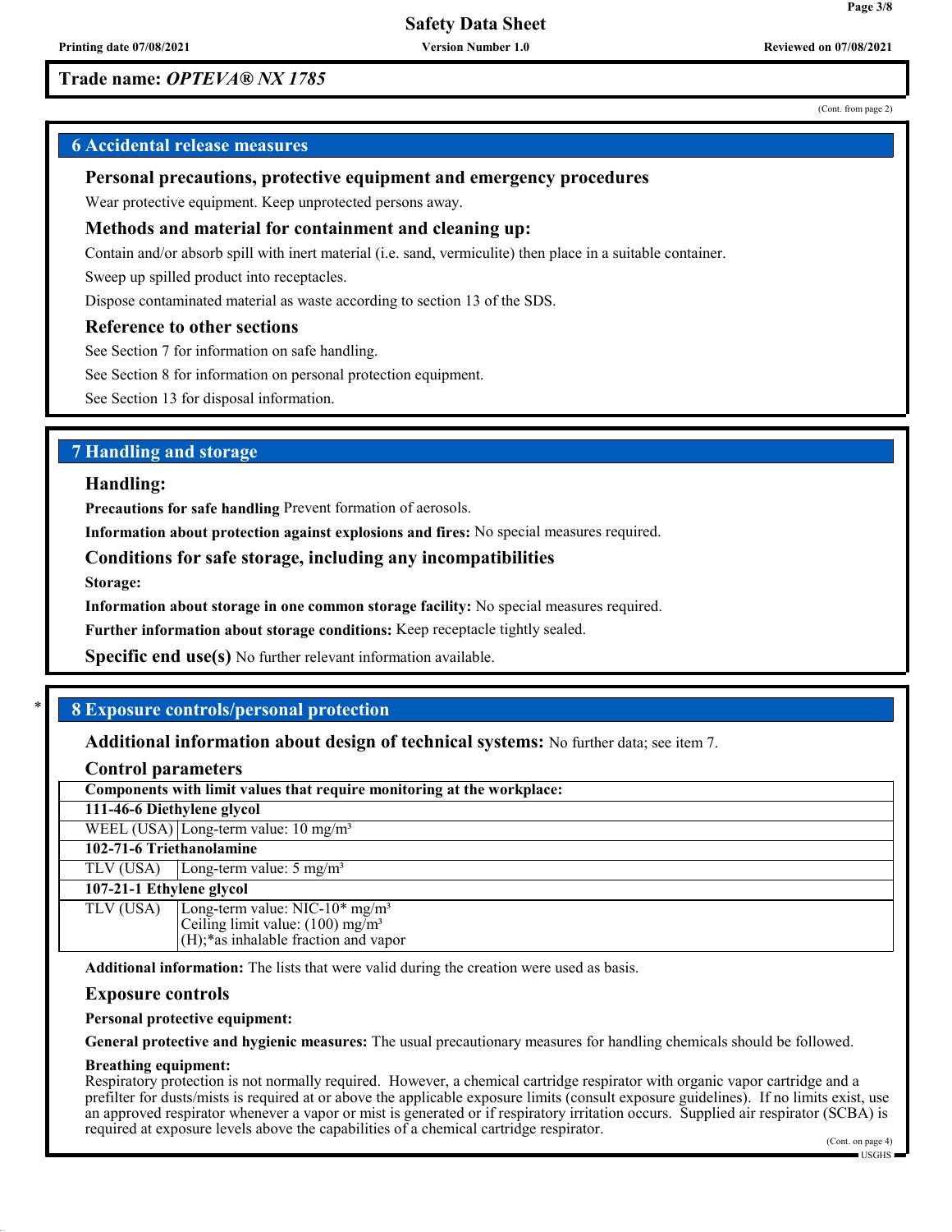Trade name: *OPTEVA® NX 1785*

(Cont. from page 2)

## 6 Accidental release measures

### Personal precautions, protective equipment and emergency procedures

Wear protective equipment. Keep unprotected persons away.

### Methods and material for containment and cleaning up:

Contain and/or absorb spill with inert material (i.e. sand, vermiculite) then place in a suitable container.

Sweep up spilled product into receptacles.

Dispose contaminated material as waste according to section 13 of the SDS.

### Reference to other sections

See Section 7 for information on safe handling.

See Section 8 for information on personal protection equipment.

See Section 13 for disposal information.

## 7 Handling and storage

### Handling:

**Precautions for safe handling** Prevent formation of aerosols.

**Information about protection against explosions and fires:** No special measures required.

### Conditions for safe storage, including any incompatibilities

**Storage:**

**Information about storage in one common storage facility:** No special measures required.

**Further information about storage conditions:** Keep receptacle tightly sealed.

**Specific end use(s)** No further relevant information available.

## * 8 Exposure controls/personal protection

**Additional information about design of technical systems:** No further data; see item 7.

### Control parameters

| Components with limit values that require monitoring at the workplace: | |
|---|---|
| **111-46-6 Diethylene glycol** | |
| WEEL (USA) | Long-term value: 10 mg/m³ |
| **102-71-6 Triethanolamine** | |
| TLV (USA) | Long-term value: 5 mg/m³ |
| **107-21-1 Ethylene glycol** | |
| TLV (USA) | Long-term value: NIC-10* mg/m³<br>Ceiling limit value: (100) mg/m³<br>(H);*as inhalable fraction and vapor |

**Additional information:** The lists that were valid during the creation were used as basis.

### Exposure controls

**Personal protective equipment:**

**General protective and hygienic measures:** The usual precautionary measures for handling chemicals should be followed.

**Breathing equipment:**
Respiratory protection is not normally required. However, a chemical cartridge respirator with organic vapor cartridge and a prefilter for dusts/mists is required at or above the applicable exposure limits (consult exposure guidelines). If no limits exist, use an approved respirator whenever a vapor or mist is generated or if respiratory irritation occurs. Supplied air respirator (SCBA) is required at exposure levels above the capabilities of a chemical cartridge respirator.

(Cont. on page 4)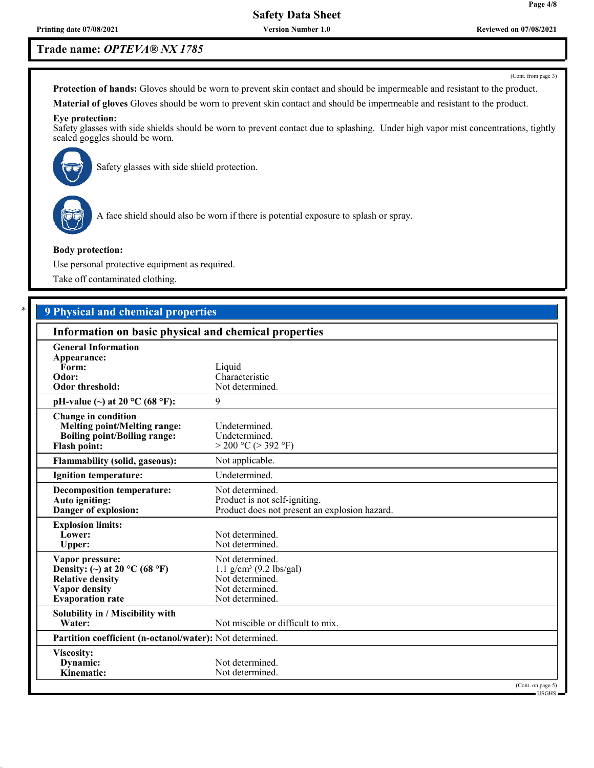**Trade name:** ***OPTEVA® NX 1785***

(Cont. from page 3)

**Protection of hands:** Gloves should be worn to prevent skin contact and should be impermeable and resistant to the product.

**Material of gloves** Gloves should be worn to prevent skin contact and should be impermeable and resistant to the product.

**Eye protection:**
Safety glasses with side shields should be worn to prevent contact due to splashing. Under high vapor mist concentrations, tightly sealed goggles should be worn.

Safety glasses with side shield protection.

A face shield should also be worn if there is potential exposure to splash or spray.

**Body protection:**

Use personal protective equipment as required.

Take off contaminated clothing.

## 9 Physical and chemical properties

### Information on basic physical and chemical properties

| | |
|---|---|
| **General Information** | |
| **Appearance:** | |
| **Form:** | Liquid |
| **Odor:** | Characteristic |
| **Odor threshold:** | Not determined. |
| **pH-value (~) at 20 °C (68 °F):** | 9 |
| **Change in condition** | |
| **Melting point/Melting range:** | Undetermined. |
| **Boiling point/Boiling range:** | Undetermined. |
| **Flash point:** | > 200 °C (> 392 °F) |
| **Flammability (solid, gaseous):** | Not applicable. |
| **Ignition temperature:** | Undetermined. |
| **Decomposition temperature:** | Not determined. |
| **Auto igniting:** | Product is not self-igniting. |
| **Danger of explosion:** | Product does not present an explosion hazard. |
| **Explosion limits:** | |
| **Lower:** | Not determined. |
| **Upper:** | Not determined. |
| **Vapor pressure:** | Not determined. |
| **Density: (~) at 20 °C (68 °F)** | 1.1 g/cm³ (9.2 lbs/gal) |
| **Relative density** | Not determined. |
| **Vapor density** | Not determined. |
| **Evaporation rate** | Not determined. |
| **Solubility in / Miscibility with** | |
| **Water:** | Not miscible or difficult to mix. |
| **Partition coefficient (n-octanol/water):** | Not determined. |
| **Viscosity:** | |
| **Dynamic:** | Not determined. |
| **Kinematic:** | Not determined. |

(Cont. on page 5)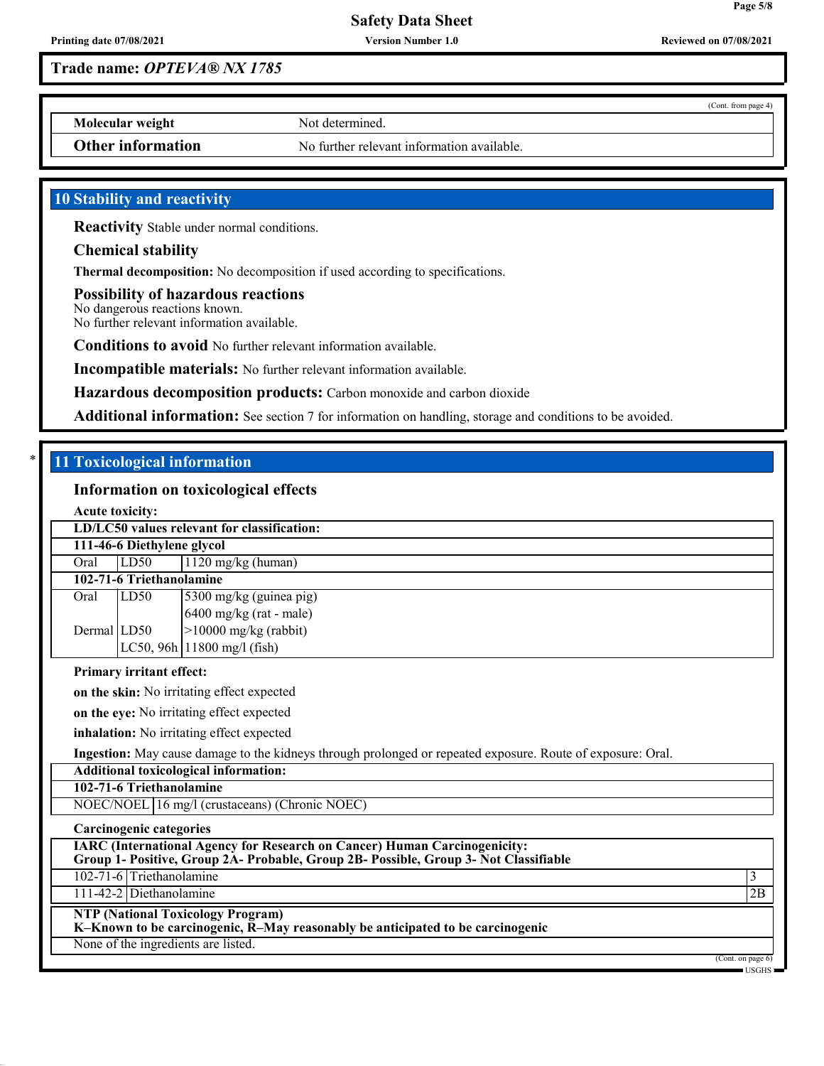**Trade name: *OPTEVA® NX 1785***

(Cont. from page 4)

| | |
|---|---|
| **Molecular weight** | Not determined. |
| **Other information** | No further relevant information available. |

## 10 Stability and reactivity

**Reactivity** Stable under normal conditions.

**Chemical stability**

**Thermal decomposition:** No decomposition if used according to specifications.

**Possibility of hazardous reactions**
No dangerous reactions known.
No further relevant information available.

**Conditions to avoid** No further relevant information available.

**Incompatible materials:** No further relevant information available.

**Hazardous decomposition products:** Carbon monoxide and carbon dioxide

**Additional information:** See section 7 for information on handling, storage and conditions to be avoided.

## * 11 Toxicological information

### Information on toxicological effects

**Acute toxicity:**

| | | |
|---|---|---|
| **LD/LC50 values relevant for classification:** | | |
| **111-46-6 Diethylene glycol** | | |
| Oral | LD50 | 1120 mg/kg (human) |
| **102-71-6 Triethanolamine** | | |
| Oral | LD50 | 5300 mg/kg (guinea pig) |
| | | 6400 mg/kg (rat - male) |
| Dermal | LD50 | >10000 mg/kg (rabbit) |
| | LC50, 96h | 11800 mg/l (fish) |

**Primary irritant effect:**

**on the skin:** No irritating effect expected

**on the eye:** No irritating effect expected

**inhalation:** No irritating effect expected

**Ingestion:** May cause damage to the kidneys through prolonged or repeated exposure. Route of exposure: Oral.

| | |
|---|---|
| **Additional toxicological information:** | |
| **102-71-6 Triethanolamine** | |
| NOEC/NOEL | 16 mg/l (crustaceans) (Chronic NOEC) |

**Carcinogenic categories**

| | | |
|---|---|---|
| **IARC (International Agency for Research on Cancer) Human Carcinogenicity: Group 1- Positive, Group 2A- Probable, Group 2B- Possible, Group 3- Not Classifiable** | | |
| 102-71-6 | Triethanolamine | 3 |
| 111-42-2 | Diethanolamine | 2B |

| |
|---|
| **NTP (National Toxicology Program) K–Known to be carcinogenic, R–May reasonably be anticipated to be carcinogenic** |
| None of the ingredients are listed. |

(Cont. on page 6)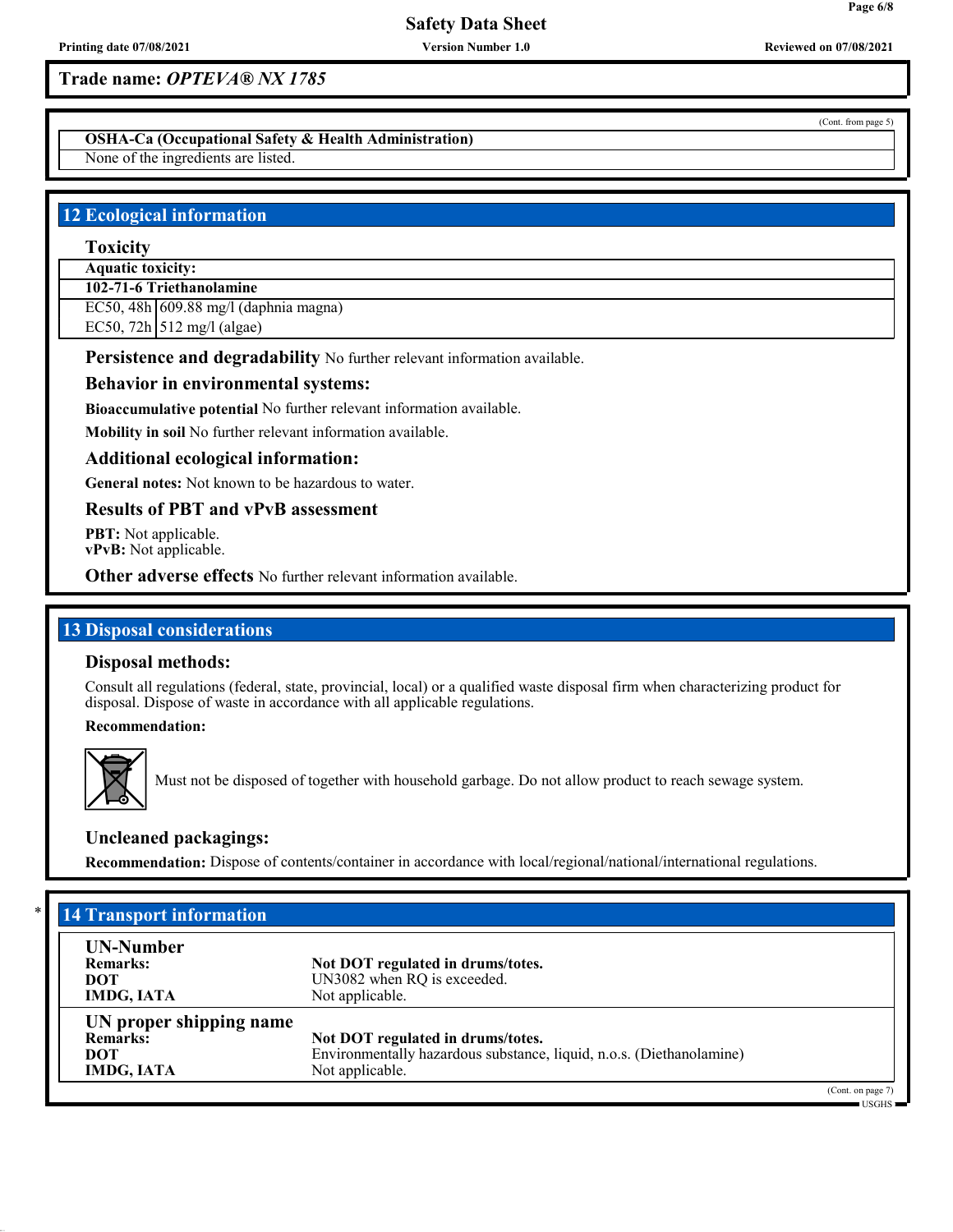**Trade name: *OPTEVA® NX 1785***

(Cont. from page 5)

| **OSHA-Ca (Occupational Safety & Health Administration)** |
|---|
| None of the ingredients are listed. |

## 12 Ecological information

### Toxicity

| **Aquatic toxicity:** | |
|---|---|
| **102-71-6 Triethanolamine** | |
| EC50, 48h | 609.88 mg/l (daphnia magna) |
| EC50, 72h | 512 mg/l (algae) |

**Persistence and degradability** No further relevant information available.

### Behavior in environmental systems:

**Bioaccumulative potential** No further relevant information available.

**Mobility in soil** No further relevant information available.

### Additional ecological information:

**General notes:** Not known to be hazardous to water.

### Results of PBT and vPvB assessment

**PBT:** Not applicable.
**vPvB:** Not applicable.

**Other adverse effects** No further relevant information available.

## 13 Disposal considerations

### Disposal methods:

Consult all regulations (federal, state, provincial, local) or a qualified waste disposal firm when characterizing product for disposal. Dispose of waste in accordance with all applicable regulations.

**Recommendation:**

Must not be disposed of together with household garbage. Do not allow product to reach sewage system.

### Uncleaned packagings:

**Recommendation:** Dispose of contents/container in accordance with local/regional/national/international regulations.

## * 14 Transport information

| | |
|---|---|
| **UN-Number** | |
| **Remarks:** | **Not DOT regulated in drums/totes.** |
| **DOT** | UN3082 when RQ is exceeded. |
| **IMDG, IATA** | Not applicable. |
| **UN proper shipping name** | |
| **Remarks:** | **Not DOT regulated in drums/totes.** |
| **DOT** | Environmentally hazardous substance, liquid, n.o.s. (Diethanolamine) |
| **IMDG, IATA** | Not applicable. |

(Cont. on page 7)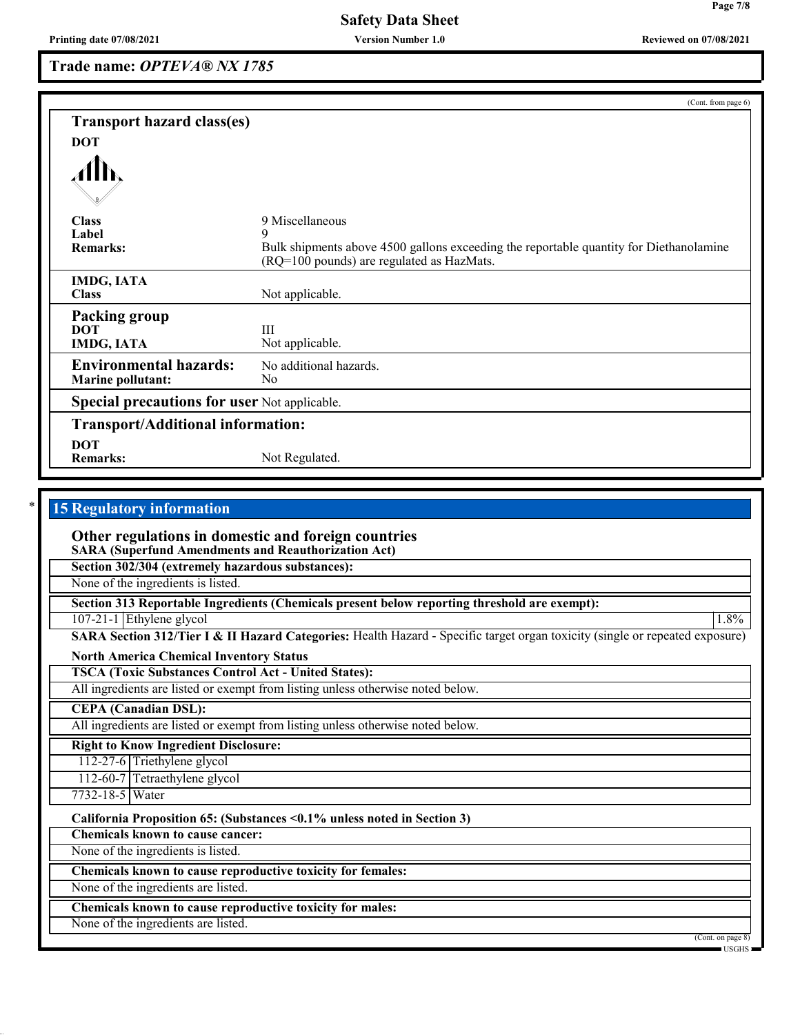**Trade name: *OPTEVA® NX 1785***

(Cont. from page 6)

**Transport hazard class(es)**

**DOT**

| | |
|---|---|
| **Class** | 9 Miscellaneous |
| **Label** | 9 |
| **Remarks:** | Bulk shipments above 4500 gallons exceeding the reportable quantity for Diethanolamine (RQ=100 pounds) are regulated as HazMats. |

**IMDG, IATA**

| | |
|---|---|
| **Class** | Not applicable. |

**Packing group**

| | |
|---|---|
| **DOT** | III |
| **IMDG, IATA** | Not applicable. |

| | |
|---|---|
| **Environmental hazards:** | No additional hazards. |
| **Marine pollutant:** | No |

**Special precautions for user** Not applicable.

**Transport/Additional information:**

**DOT**

| | |
|---|---|
| **Remarks:** | Not Regulated. |

## * 15 Regulatory information

### Other regulations in domestic and foreign countries

**SARA (Superfund Amendments and Reauthorization Act)**

**Section 302/304 (extremely hazardous substances):**

None of the ingredients is listed.

**Section 313 Reportable Ingredients (Chemicals present below reporting threshold are exempt):**

| | | |
|---|---|---|
| 107-21-1 | Ethylene glycol | 1.8% |

**SARA Section 312/Tier I & II Hazard Categories:** Health Hazard - Specific target organ toxicity (single or repeated exposure)

**North America Chemical Inventory Status**

**TSCA (Toxic Substances Control Act - United States):**

All ingredients are listed or exempt from listing unless otherwise noted below.

**CEPA (Canadian DSL):**

All ingredients are listed or exempt from listing unless otherwise noted below.

**Right to Know Ingredient Disclosure:**

| | |
|---|---|
| 112-27-6 | Triethylene glycol |
| 112-60-7 | Tetraethylene glycol |
| 7732-18-5 | Water |

**California Proposition 65: (Substances <0.1% unless noted in Section 3)**

**Chemicals known to cause cancer:**

None of the ingredients is listed.

**Chemicals known to cause reproductive toxicity for females:**

None of the ingredients are listed.

**Chemicals known to cause reproductive toxicity for males:**

None of the ingredients are listed.

(Cont. on page 8)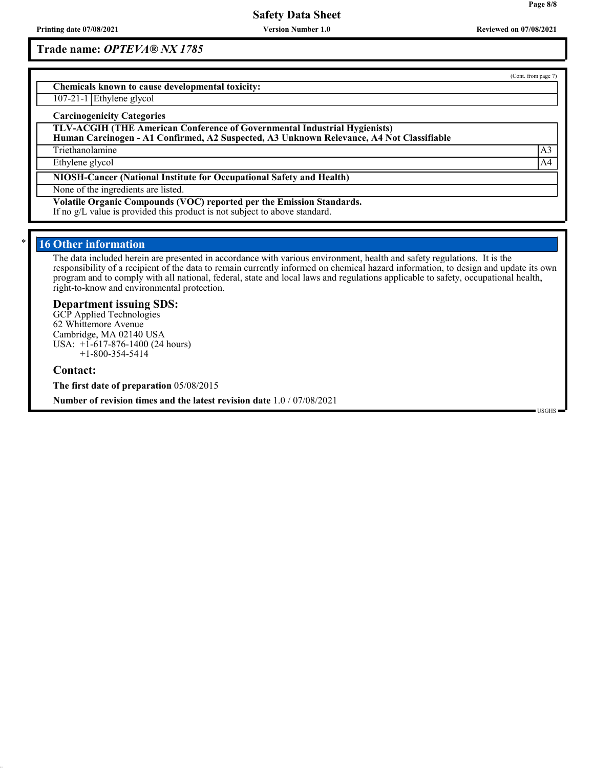**Trade name: *OPTEVA® NX 1785***

(Cont. from page 7)

| **Chemicals known to cause developmental toxicity:** | |
|---|---|
| 107-21-1 | Ethylene glycol |

**Carcinogenicity Categories**

| **TLV-ACGIH (THE American Conference of Governmental Industrial Hygienists) Human Carcinogen - A1 Confirmed, A2 Suspected, A3 Unknown Relevance, A4 Not Classifiable** | |
|---|---|
| Triethanolamine | A3 |
| Ethylene glycol | A4 |

**NIOSH-Cancer (National Institute for Occupational Safety and Health)**

None of the ingredients are listed.

**Volatile Organic Compounds (VOC) reported per the Emission Standards.**
If no g/L value is provided this product is not subject to above standard.

## * 16 Other information

The data included herein are presented in accordance with various environment, health and safety regulations. It is the responsibility of a recipient of the data to remain currently informed on chemical hazard information, to design and update its own program and to comply with all national, federal, state and local laws and regulations applicable to safety, occupational health, right-to-know and environmental protection.

### Department issuing SDS:

GCP Applied Technologies
62 Whittemore Avenue
Cambridge, MA 02140 USA
USA: +1-617-876-1400 (24 hours)
+1-800-354-5414

### Contact:

**The first date of preparation** 05/08/2015

**Number of revision times and the latest revision date** 1.0 / 07/08/2021

USGHS